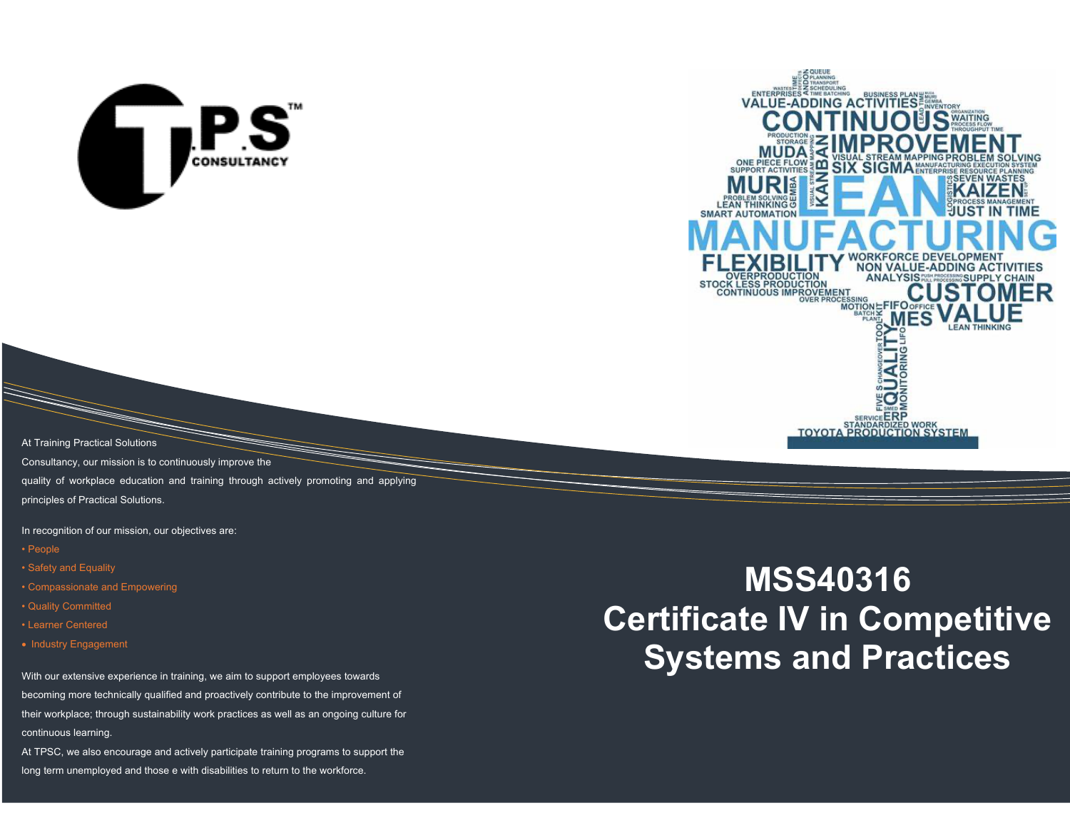# MSS40316 Certificate IV in Competitive Systems and Practices

At Training Practical Solutions Consultancy, our mission is to continuously improve the quality of workplace education and training through actively promoting and applying principles of Practical Solutions.

In recognition of our mission, our objectives are:

- People
- Safety and Equality
- Compassionate and Empowering
- Quality Committed
- Learner Centered
- Industry Engagement

With our extensive experience in training, we aim to support employees towards becoming more technically qualified and proactively contribute to the improvement of their workplace; through sustainability work practices as well as an ongoing culture for continuous learning.

At TPSC, we also encourage and actively participate training programs to support the long term unemployed and those e with disabilities to return to the workforce.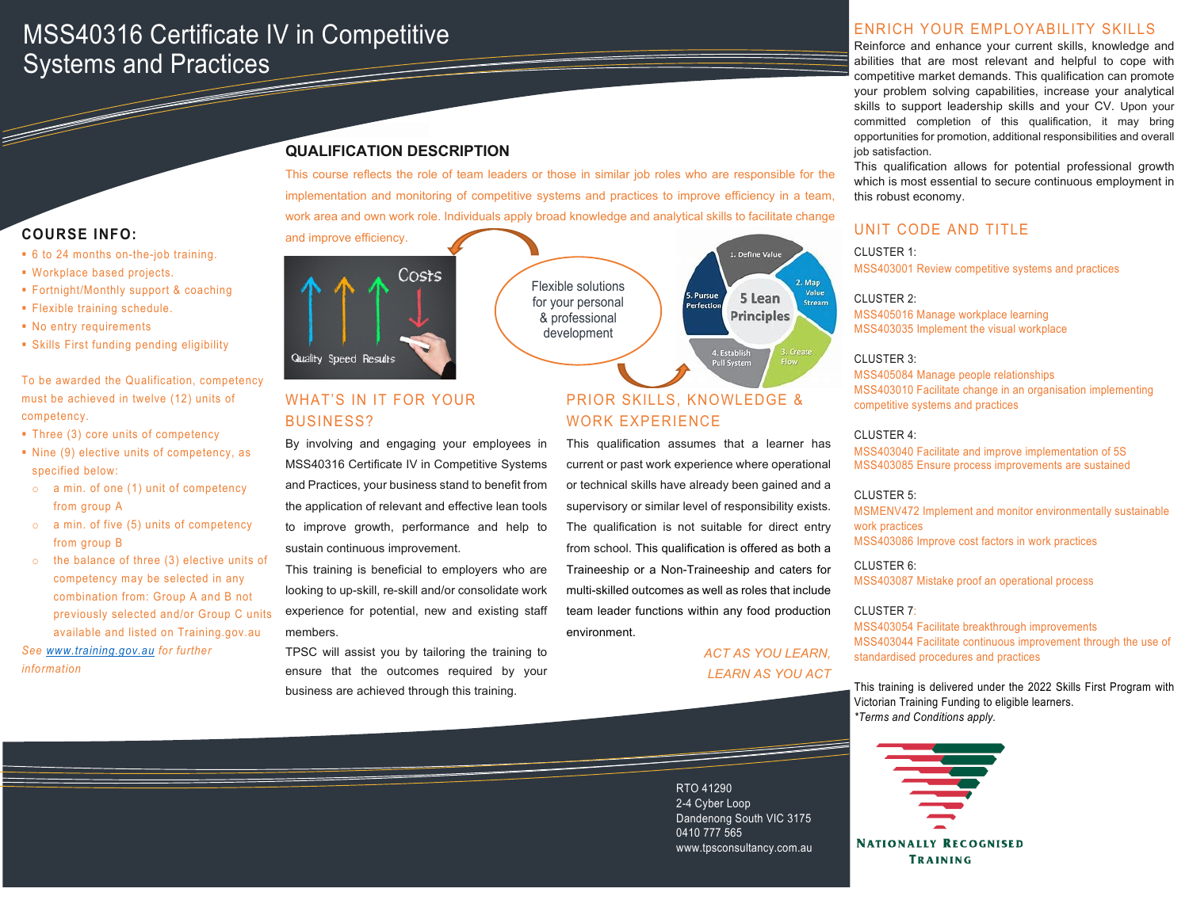# MSS40316 Certificate IV in Competitive Systems and Practices

## COURSE INFO:

- 6 to 24 months on-the-job training.
- Workplace based projects.
- Fortnight/Monthly support & coaching
- Flexible training schedule.
- No entry requirements
- Skills First funding pending eligibility

To be awarded the Qualification, competency must be achieved in twelve (12) units of competency.

- Three (3) core units of competency
- Nine (9) elective units of competency, as specified below:
  - a min. of one (1) unit of competency from group A
  - a min. of five (5) units of competency from group B
  - the balance of three (3) elective units of competency may be selected in any combination from: Group A and B not previously selected and/or Group C units available and listed on Training.gov.au

*See www.training.gov.au for further information*

## QUALIFICATION DESCRIPTION

This course reflects the role of team leaders or those in similar job roles who are responsible for the implementation and monitoring of competitive systems and practices to improve efficiency in a team, work area and own work role. Individuals apply broad knowledge and analytical skills to facilitate change and improve efficiency.

Flexible solutions for your personal & professional development

Costs

Quality Speed Results

5 Lean Principles

1. Define Value
2. Map Value Stream
3. Create Flow
4. Establish Pull System
5. Pursue Perfection

## WHAT'S IN IT FOR YOUR BUSINESS?

By involving and engaging your employees in MSS40316 Certificate IV in Competitive Systems and Practices, your business stand to benefit from the application of relevant and effective lean tools to improve growth, performance and help to sustain continuous improvement.

This training is beneficial to employers who are looking to up-skill, re-skill and/or consolidate work experience for potential, new and existing staff members.

TPSC will assist you by tailoring the training to ensure that the outcomes required by your business are achieved through this training.

## PRIOR SKILLS, KNOWLEDGE & WORK EXPERIENCE

This qualification assumes that a learner has current or past work experience where operational or technical skills have already been gained and a supervisory or similar level of responsibility exists. The qualification is not suitable for direct entry from school. This qualification is offered as both a Traineeship or a Non-Traineeship and caters for multi-skilled outcomes as well as roles that include team leader functions within any food production environment.

*ACT AS YOU LEARN, LEARN AS YOU ACT*

## ENRICH YOUR EMPLOYABILITY SKILLS

Reinforce and enhance your current skills, knowledge and abilities that are most relevant and helpful to cope with competitive market demands. This qualification can promote your problem solving capabilities, increase your analytical skills to support leadership skills and your CV. Upon your committed completion of this qualification, it may bring opportunities for promotion, additional responsibilities and overall job satisfaction.

This qualification allows for potential professional growth which is most essential to secure continuous employment in this robust economy.

## UNIT CODE AND TITLE

CLUSTER 1:
MSS403001 Review competitive systems and practices

CLUSTER 2:
MSS405016 Manage workplace learning
MSS403035 Implement the visual workplace

CLUSTER 3:
MSS405084 Manage people relationships
MSS403010 Facilitate change in an organisation implementing competitive systems and practices

CLUSTER 4:
MSS403040 Facilitate and improve implementation of 5S
MSS403085 Ensure process improvements are sustained

CLUSTER 5:
MSMENV472 Implement and monitor environmentally sustainable work practices
MSS403086 Improve cost factors in work practices

CLUSTER 6:
MSS403087 Mistake proof an operational process

CLUSTER 7:
MSS403054 Facilitate breakthrough improvements
MSS403044 Facilitate continuous improvement through the use of standardised procedures and practices

This training is delivered under the 2022 Skills First Program with Victorian Training Funding to eligible learners.
*\*Terms and Conditions apply.*

RTO 41290
2-4 Cyber Loop
Dandenong South VIC 3175
0410 777 565
www.tpsconsultancy.com.au

NATIONALLY RECOGNISED TRAINING